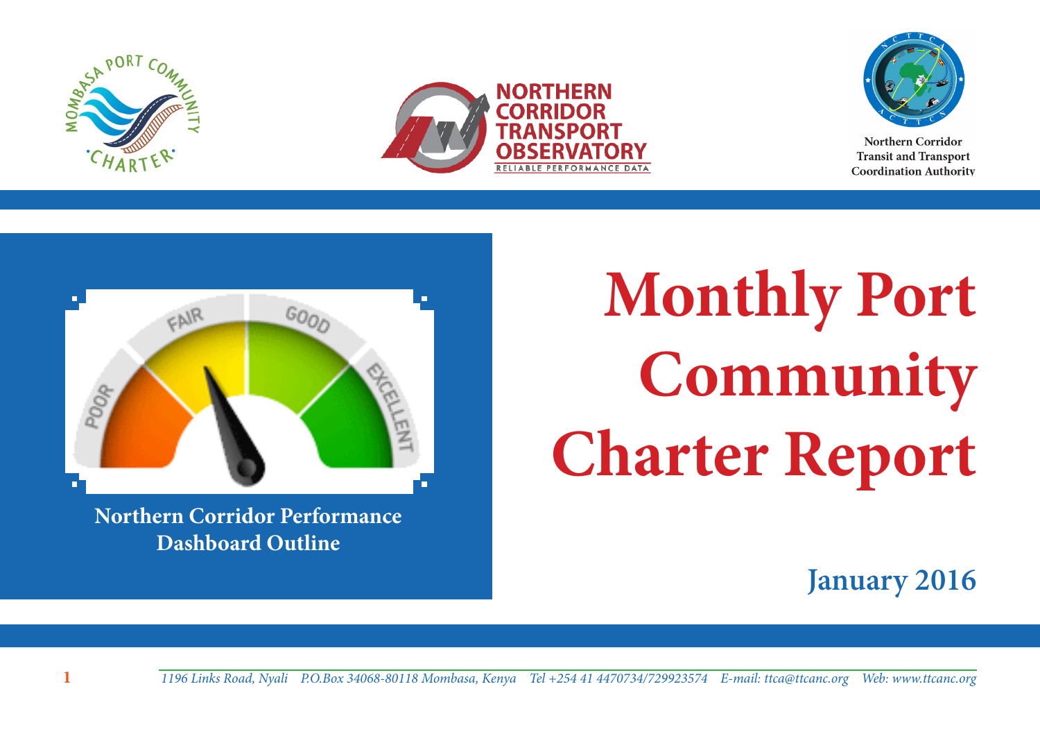Northern Corridor Transit and Transport Coordination Authority

# Monthly Port Community Charter Report

**Northern Corridor Performance Dashboard Outline**

**January 2016**

*1196 Links Road, Nyali P.O.Box 34068-80118 Mombasa, Kenya Tel +254 41 4470734/729923574 E-mail: ttca@ttcanc.org Web: www.ttcanc.org*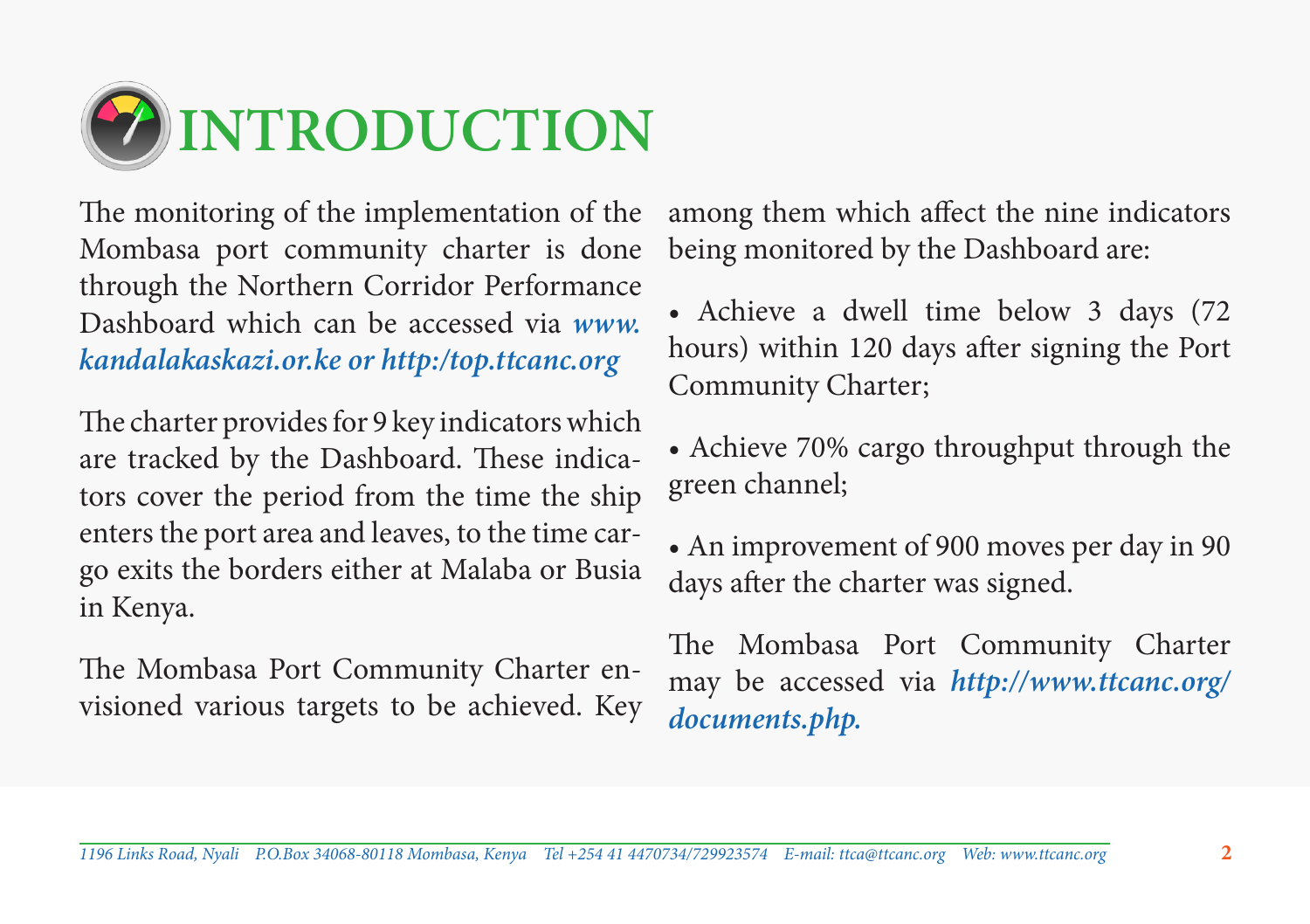# INTRODUCTION

The monitoring of the implementation of the Mombasa port community charter is done through the Northern Corridor Performance Dashboard which can be accessed via ***www.kandalakaskazi.or.ke or http:/top.ttcanc.org***

The charter provides for 9 key indicators which are tracked by the Dashboard. These indicators cover the period from the time the ship enters the port area and leaves, to the time cargo exits the borders either at Malaba or Busia in Kenya.

The Mombasa Port Community Charter envisioned various targets to be achieved. Key among them which affect the nine indicators being monitored by the Dashboard are:

- Achieve a dwell time below 3 days (72 hours) within 120 days after signing the Port Community Charter;
- Achieve 70% cargo throughput through the green channel;
- An improvement of 900 moves per day in 90 days after the charter was signed.

The Mombasa Port Community Charter may be accessed via ***http://www.ttcanc.org/documents.php.***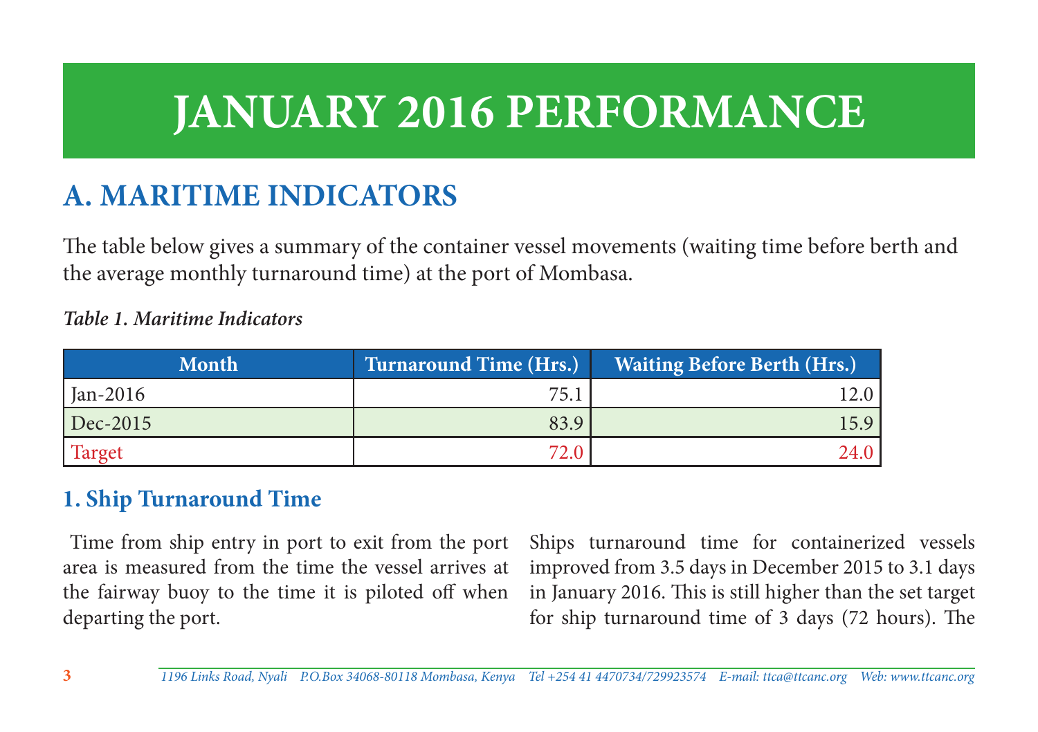# JANUARY 2016 PERFORMANCE

## A. MARITIME INDICATORS

The table below gives a summary of the container vessel movements (waiting time before berth and the average monthly turnaround time) at the port of Mombasa.

***Table 1. Maritime Indicators***

| Month | Turnaround Time (Hrs.) | Waiting Before Berth (Hrs.) |
|---|---|---|
| Jan-2016 | 75.1 | 12.0 |
| Dec-2015 | 83.9 | 15.9 |
| Target | 72.0 | 24.0 |

### 1. Ship Turnaround Time

Time from ship entry in port to exit from the port area is measured from the time the vessel arrives at the fairway buoy to the time it is piloted off when departing the port.

Ships turnaround time for containerized vessels improved from 3.5 days in December 2015 to 3.1 days in January 2016. This is still higher than the set target for ship turnaround time of 3 days (72 hours). The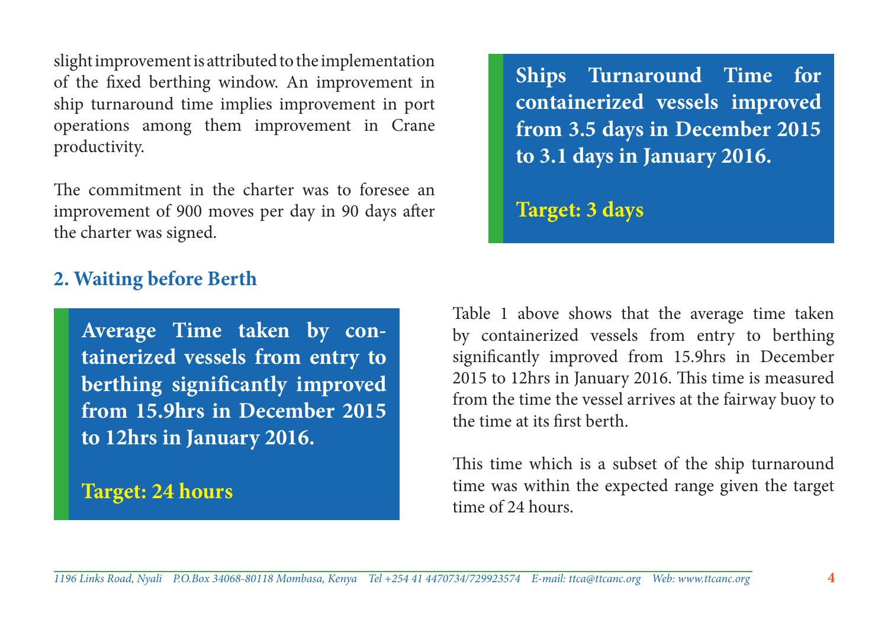slight improvement is attributed to the implementation of the fixed berthing window. An improvement in ship turnaround time implies improvement in port operations among them improvement in Crane productivity.

The commitment in the charter was to foresee an improvement of 900 moves per day in 90 days after the charter was signed.

**Ships Turnaround Time for containerized vessels improved from 3.5 days in December 2015 to 3.1 days in January 2016.**

**Target: 3 days**

## 2. Waiting before Berth

**Average Time taken by containerized vessels from entry to berthing significantly improved from 15.9hrs in December 2015 to 12hrs in January 2016.**

**Target: 24 hours**

Table 1 above shows that the average time taken by containerized vessels from entry to berthing significantly improved from 15.9hrs in December 2015 to 12hrs in January 2016. This time is measured from the time the vessel arrives at the fairway buoy to the time at its first berth.

This time which is a subset of the ship turnaround time was within the expected range given the target time of 24 hours.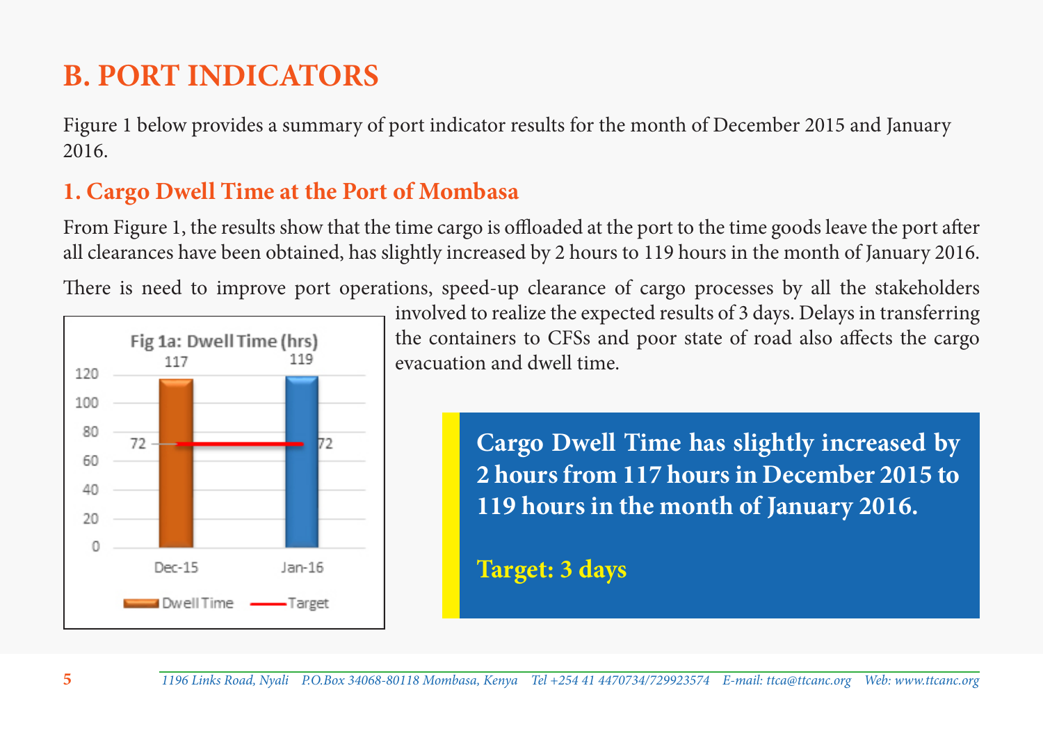# B. PORT INDICATORS

Figure 1 below provides a summary of port indicator results for the month of December 2015 and January 2016.

## 1. Cargo Dwell Time at the Port of Mombasa

From Figure 1, the results show that the time cargo is offloaded at the port to the time goods leave the port after all clearances have been obtained, has slightly increased by 2 hours to 119 hours in the month of January 2016.

There is need to improve port operations, speed-up clearance of cargo processes by all the stakeholders involved to realize the expected results of 3 days. Delays in transferring the containers to CFSs and poor state of road also affects the cargo evacuation and dwell time.

Fig 1a: Dwell Time (hrs)

117
119
72
72
120
100
80
60
40
20
0
Dec-15
Jan-16
Dwell Time
Target

**Cargo Dwell Time has slightly increased by 2 hours from 117 hours in December 2015 to 119 hours in the month of January 2016.**

**Target: 3 days**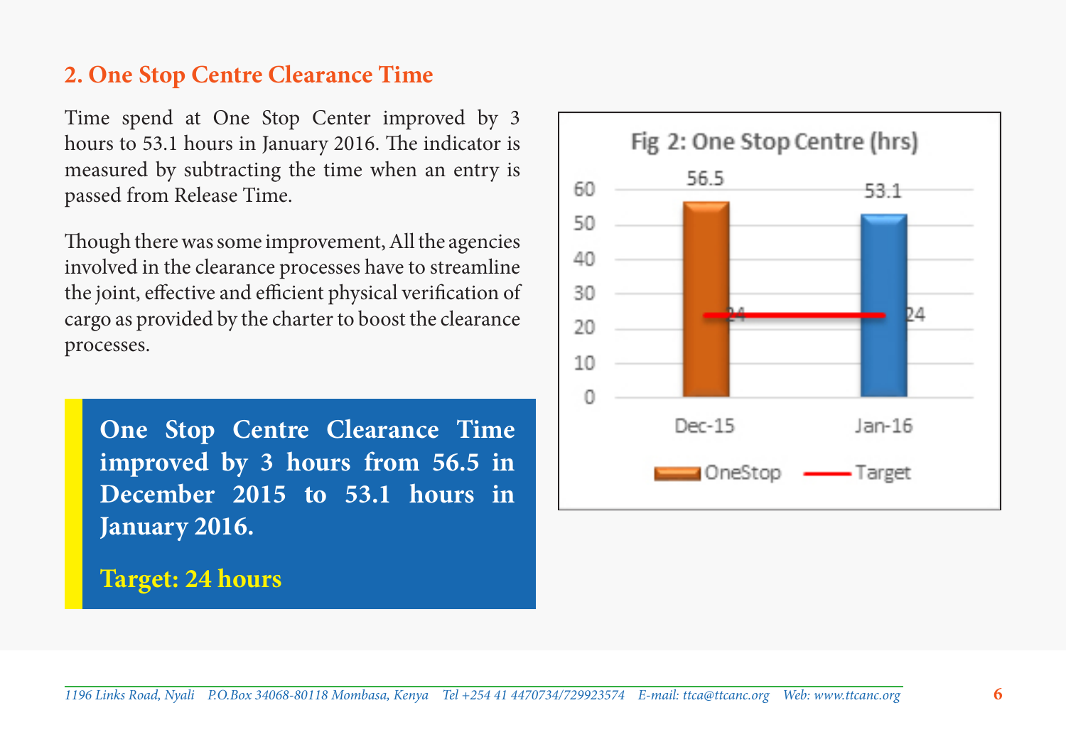## 2. One Stop Centre Clearance Time

Time spend at One Stop Center improved by 3 hours to 53.1 hours in January 2016. The indicator is measured by subtracting the time when an entry is passed from Release Time.

Though there was some improvement, All the agencies involved in the clearance processes have to streamline the joint, effective and efficient physical verification of cargo as provided by the charter to boost the clearance processes.

**One Stop Centre Clearance Time improved by 3 hours from 56.5 in December 2015 to 53.1 hours in January 2016.**

**Target: 24 hours**

Fig 2: One Stop Centre (hrs)

60
50
40
30
20
10
0

56.5
53.1
24
24

Dec-15
Jan-16

OneStop
Target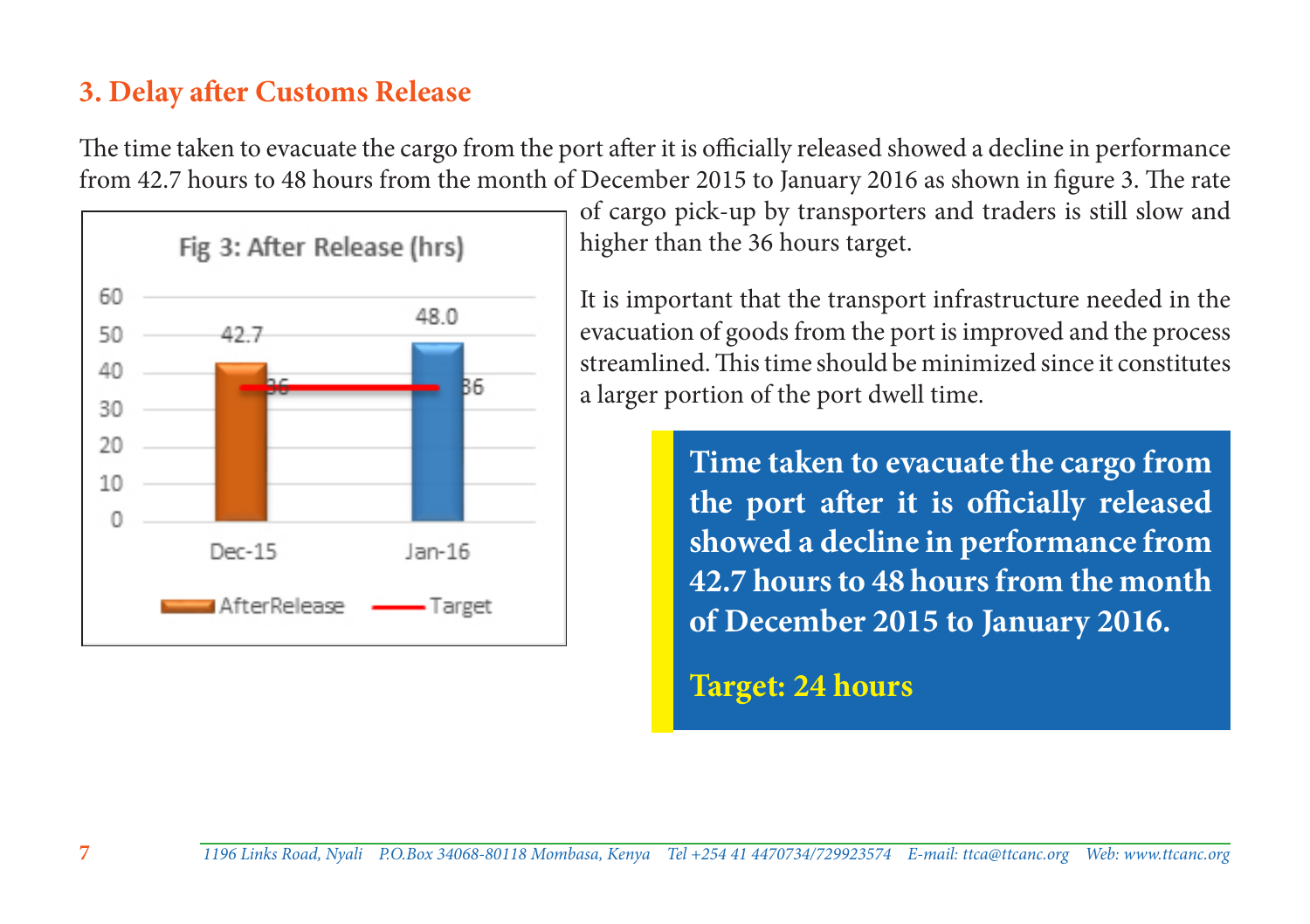## 3. Delay after Customs Release

The time taken to evacuate the cargo from the port after it is officially released showed a decline in performance from 42.7 hours to 48 hours from the month of December 2015 to January 2016 as shown in figure 3. The rate of cargo pick-up by transporters and traders is still slow and higher than the 36 hours target.

Fig 3: After Release (hrs)

60
50
40
30
20
10
0

42.7
48.0
36
36

Dec-15
Jan-16

AfterRelease
Target

It is important that the transport infrastructure needed in the evacuation of goods from the port is improved and the process streamlined. This time should be minimized since it constitutes a larger portion of the port dwell time.

**Time taken to evacuate the cargo from the port after it is officially released showed a decline in performance from 42.7 hours to 48 hours from the month of December 2015 to January 2016.**

**Target: 24 hours**

*1196 Links Road, Nyali P.O.Box 34068-80118 Mombasa, Kenya Tel +254 41 4470734/729923574 E-mail: ttca@ttcanc.org Web: www.ttcanc.org*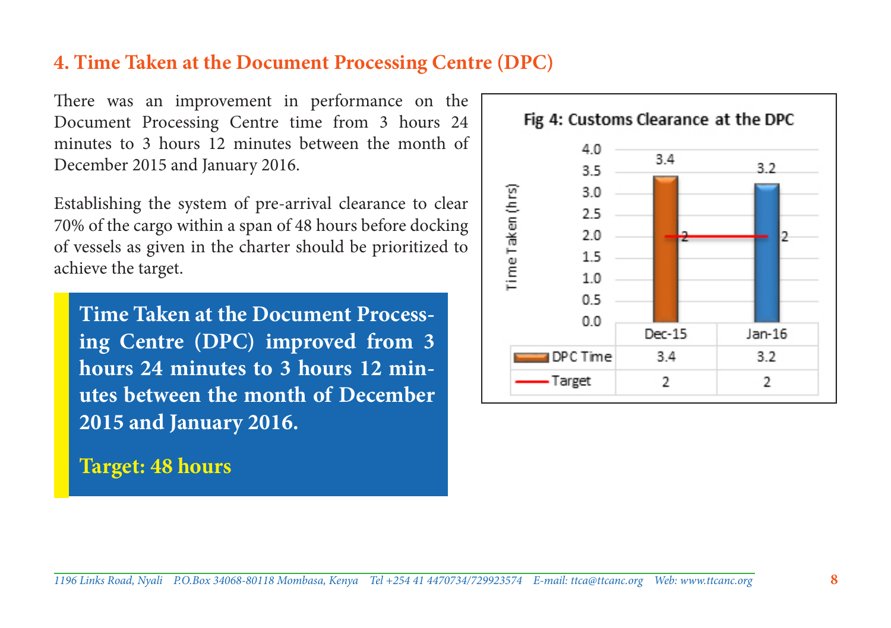## 4. Time Taken at the Document Processing Centre (DPC)

There was an improvement in performance on the Document Processing Centre time from 3 hours 24 minutes to 3 hours 12 minutes between the month of December 2015 and January 2016.

Establishing the system of pre-arrival clearance to clear 70% of the cargo within a span of 48 hours before docking of vessels as given in the charter should be prioritized to achieve the target.

**Time Taken at the Document Processing Centre (DPC) improved from 3 hours 24 minutes to 3 hours 12 minutes between the month of December 2015 and January 2016.**

**Target: 48 hours**

Fig 4: Customs Clearance at the DPC

Time Taken (hrs)

4.0
3.5
3.0
2.5
2.0
1.5
1.0
0.5
0.0

3.4
3.2
2
2

Dec-15
Jan-16

DPC Time 3.4 3.2

Target 2 2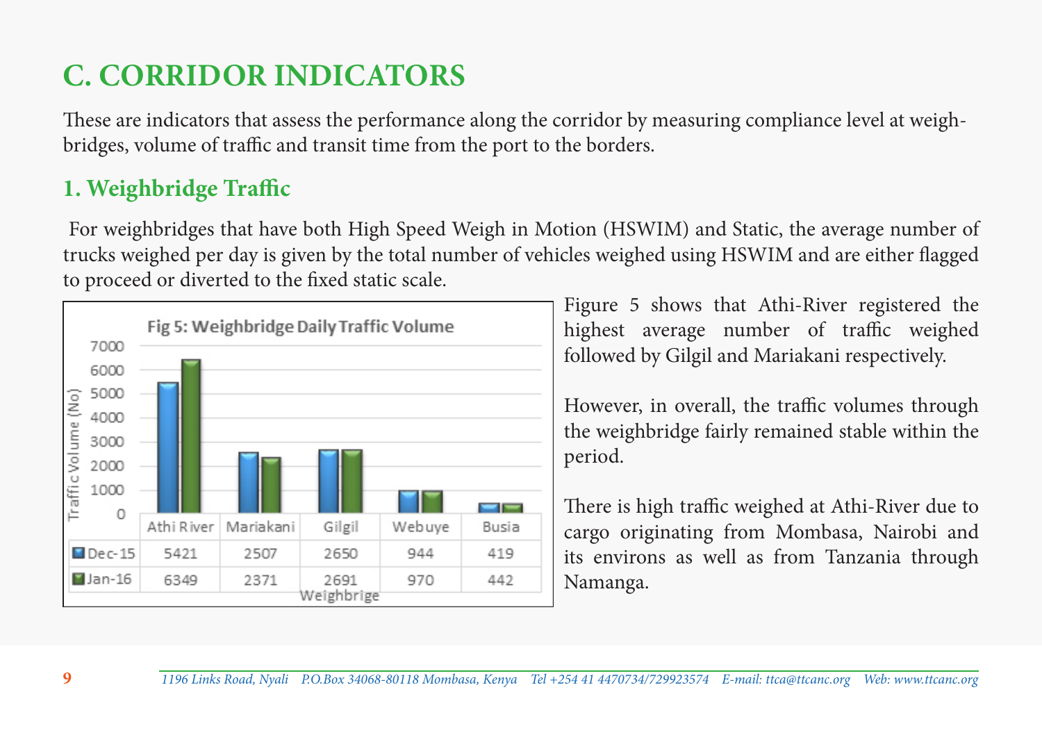# C. CORRIDOR INDICATORS

These are indicators that assess the performance along the corridor by measuring compliance level at weighbridges, volume of traffic and transit time from the port to the borders.

## 1. Weighbridge Traffic

For weighbridges that have both High Speed Weigh in Motion (HSWIM) and Static, the average number of trucks weighed per day is given by the total number of vehicles weighed using HSWIM and are either flagged to proceed or diverted to the fixed static scale.

Fig 5: Weighbridge Daily Traffic Volume

Traffic Volume (No)

7000
6000
5000
4000
3000
2000
1000
0

Weighbrige

Athi River, Mariakani, Gilgil, Webuye, Busia

Dec-15: 5421, 2507, 2650, 944, 419

Jan-16: 6349, 2371, 2691, 970, 442

Figure 5 shows that Athi-River registered the highest average number of traffic weighed followed by Gilgil and Mariakani respectively.

However, in overall, the traffic volumes through the weighbridge fairly remained stable within the period.

There is high traffic weighed at Athi-River due to cargo originating from Mombasa, Nairobi and its environs as well as from Tanzania through Namanga.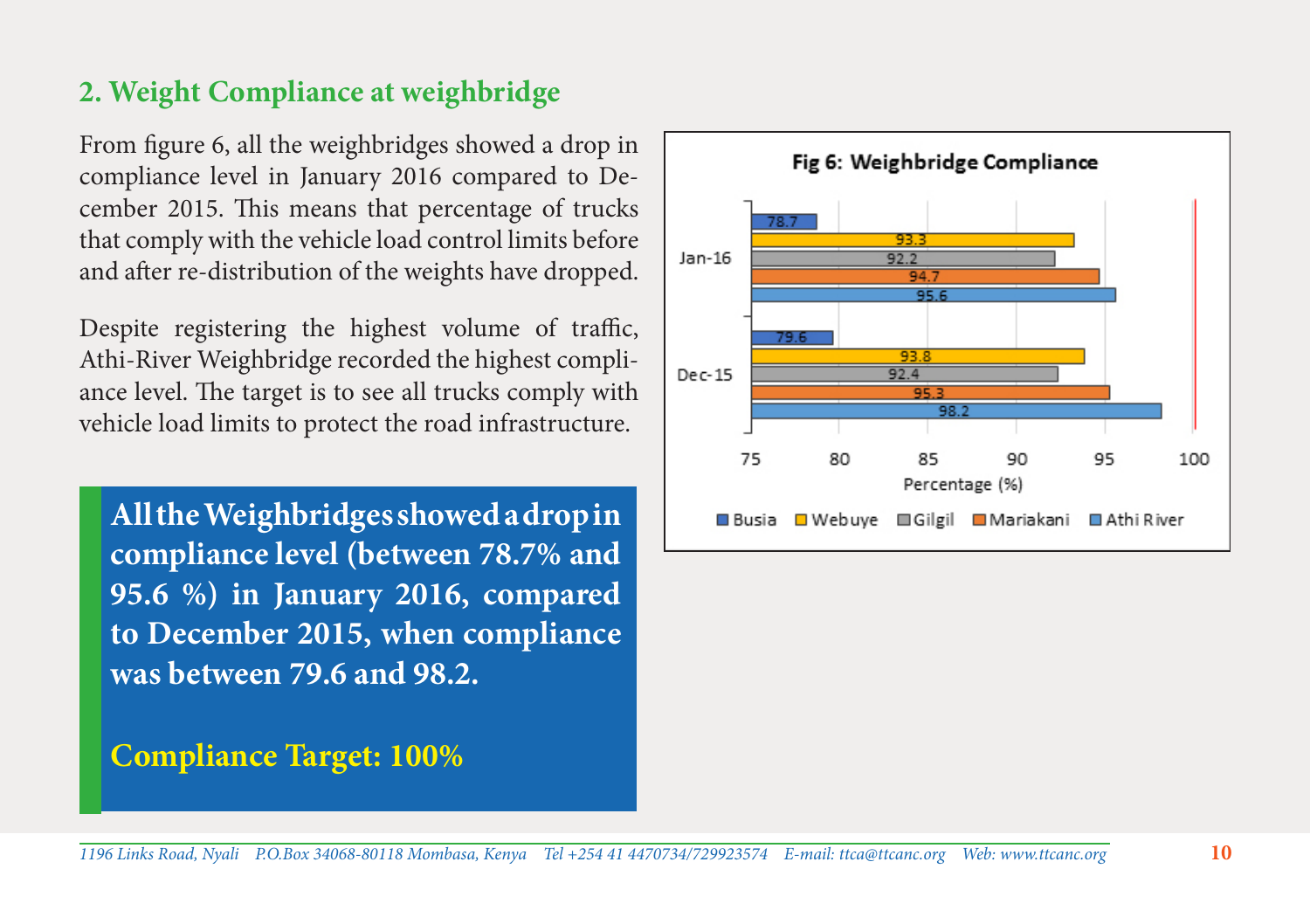## 2. Weight Compliance at weighbridge

From figure 6, all the weighbridges showed a drop in compliance level in January 2016 compared to December 2015. This means that percentage of trucks that comply with the vehicle load control limits before and after re-distribution of the weights have dropped.

Despite registering the highest volume of traffic, Athi-River Weighbridge recorded the highest compliance level. The target is to see all trucks comply with vehicle load limits to protect the road infrastructure.

**All the Weighbridges showed a drop in compliance level (between 78.7% and 95.6 %) in January 2016, compared to December 2015, when compliance was between 79.6 and 98.2.**

**Compliance Target: 100%**

Fig 6: Weighbridge Compliance

Jan-16

78.7
93.3
92.2
94.7
95.6

Dec-15

79.6
93.8
92.4
95.3
98.2

75 80 85 90 95 100

Percentage (%)

Busia Webuye Gilgil Mariakani Athi River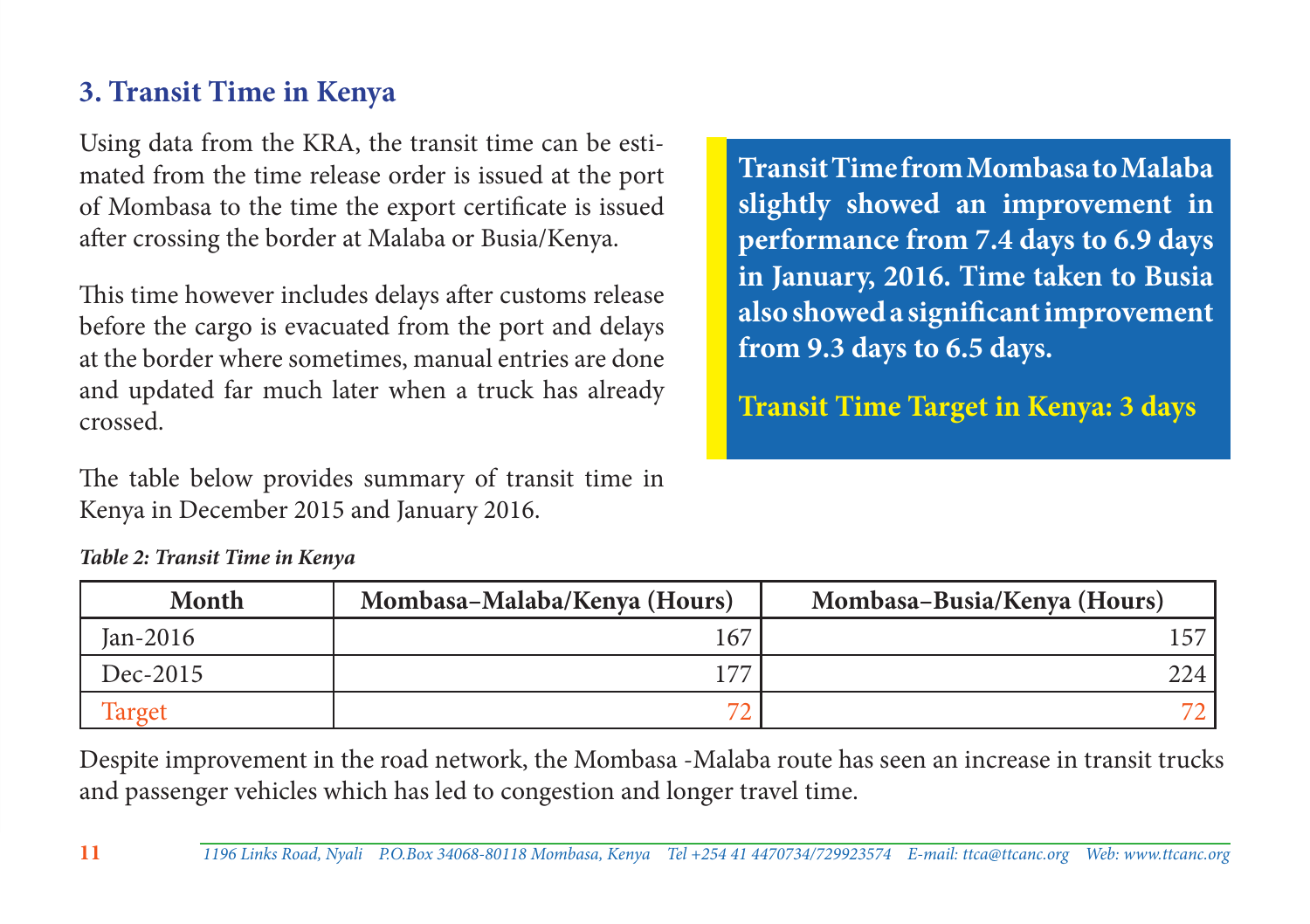## 3. Transit Time in Kenya

Using data from the KRA, the transit time can be estimated from the time release order is issued at the port of Mombasa to the time the export certificate is issued after crossing the border at Malaba or Busia/Kenya.

This time however includes delays after customs release before the cargo is evacuated from the port and delays at the border where sometimes, manual entries are done and updated far much later when a truck has already crossed.

The table below provides summary of transit time in Kenya in December 2015 and January 2016.

**Transit Time from Mombasa to Malaba slightly showed an improvement in performance from 7.4 days to 6.9 days in January, 2016. Time taken to Busia also showed a significant improvement from 9.3 days to 6.5 days.**

**Transit Time Target in Kenya: 3 days**

***Table 2: Transit Time in Kenya***

| Month | Mombasa–Malaba/Kenya (Hours) | Mombasa–Busia/Kenya (Hours) |
|---|---:|---:|
| Jan-2016 | 167 | 157 |
| Dec-2015 | 177 | 224 |
| Target | 72 | 72 |

Despite improvement in the road network, the Mombasa -Malaba route has seen an increase in transit trucks and passenger vehicles which has led to congestion and longer travel time.